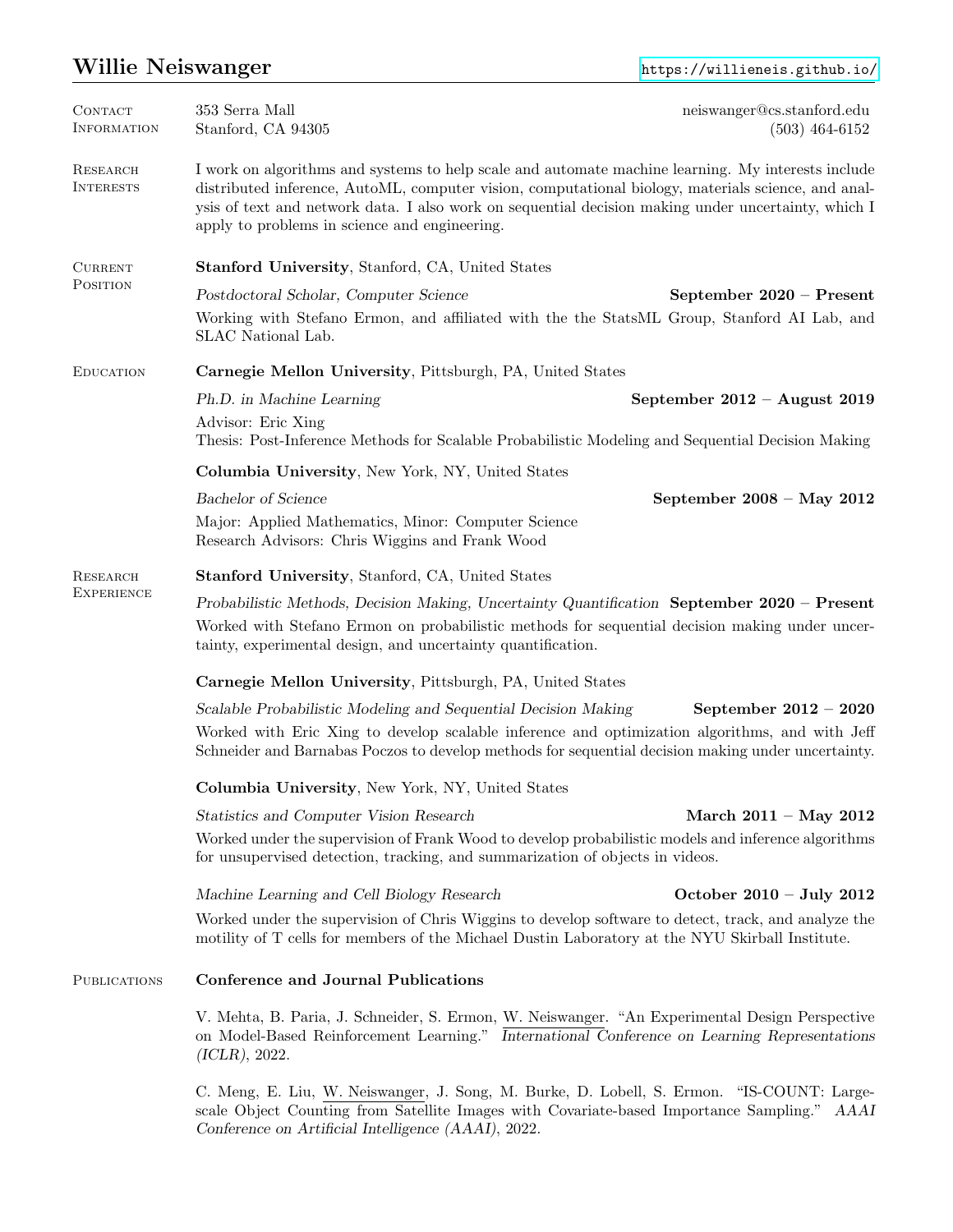# Willie Neiswanger

https://willieneis.github.io/

## Contact Information

353 Serra Mall
Stanford, CA 94305

neiswanger@cs.stanford.edu
(503) 464-6152

## Research Interests

I work on algorithms and systems to help scale and automate machine learning. My interests include distributed inference, AutoML, computer vision, computational biology, materials science, and analysis of text and network data. I also work on sequential decision making under uncertainty, which I apply to problems in science and engineering.

## Current Position

**Stanford University**, Stanford, CA, United States

*Postdoctoral Scholar, Computer Science* — **September 2020 – Present**

Working with Stefano Ermon, and affiliated with the the StatsML Group, Stanford AI Lab, and SLAC National Lab.

## Education

**Carnegie Mellon University**, Pittsburgh, PA, United States

*Ph.D. in Machine Learning* — **September 2012 – August 2019**

Advisor: Eric Xing
Thesis: Post-Inference Methods for Scalable Probabilistic Modeling and Sequential Decision Making

**Columbia University**, New York, NY, United States

*Bachelor of Science* — **September 2008 – May 2012**

Major: Applied Mathematics, Minor: Computer Science
Research Advisors: Chris Wiggins and Frank Wood

## Research Experience

**Stanford University**, Stanford, CA, United States

*Probabilistic Methods, Decision Making, Uncertainty Quantification* — **September 2020 – Present**

Worked with Stefano Ermon on probabilistic methods for sequential decision making under uncertainty, experimental design, and uncertainty quantification.

**Carnegie Mellon University**, Pittsburgh, PA, United States

*Scalable Probabilistic Modeling and Sequential Decision Making* — **September 2012 – 2020**

Worked with Eric Xing to develop scalable inference and optimization algorithms, and with Jeff Schneider and Barnabas Poczos to develop methods for sequential decision making under uncertainty.

**Columbia University**, New York, NY, United States

*Statistics and Computer Vision Research* — **March 2011 – May 2012**

Worked under the supervision of Frank Wood to develop probabilistic models and inference algorithms for unsupervised detection, tracking, and summarization of objects in videos.

*Machine Learning and Cell Biology Research* — **October 2010 – July 2012**

Worked under the supervision of Chris Wiggins to develop software to detect, track, and analyze the motility of T cells for members of the Michael Dustin Laboratory at the NYU Skirball Institute.

## Publications

### Conference and Journal Publications

V. Mehta, B. Paria, J. Schneider, S. Ermon, W. Neiswanger. "An Experimental Design Perspective on Model-Based Reinforcement Learning." *International Conference on Learning Representations (ICLR)*, 2022.

C. Meng, E. Liu, W. Neiswanger, J. Song, M. Burke, D. Lobell, S. Ermon. "IS-COUNT: Large-scale Object Counting from Satellite Images with Covariate-based Importance Sampling." *AAAI Conference on Artificial Intelligence (AAAI)*, 2022.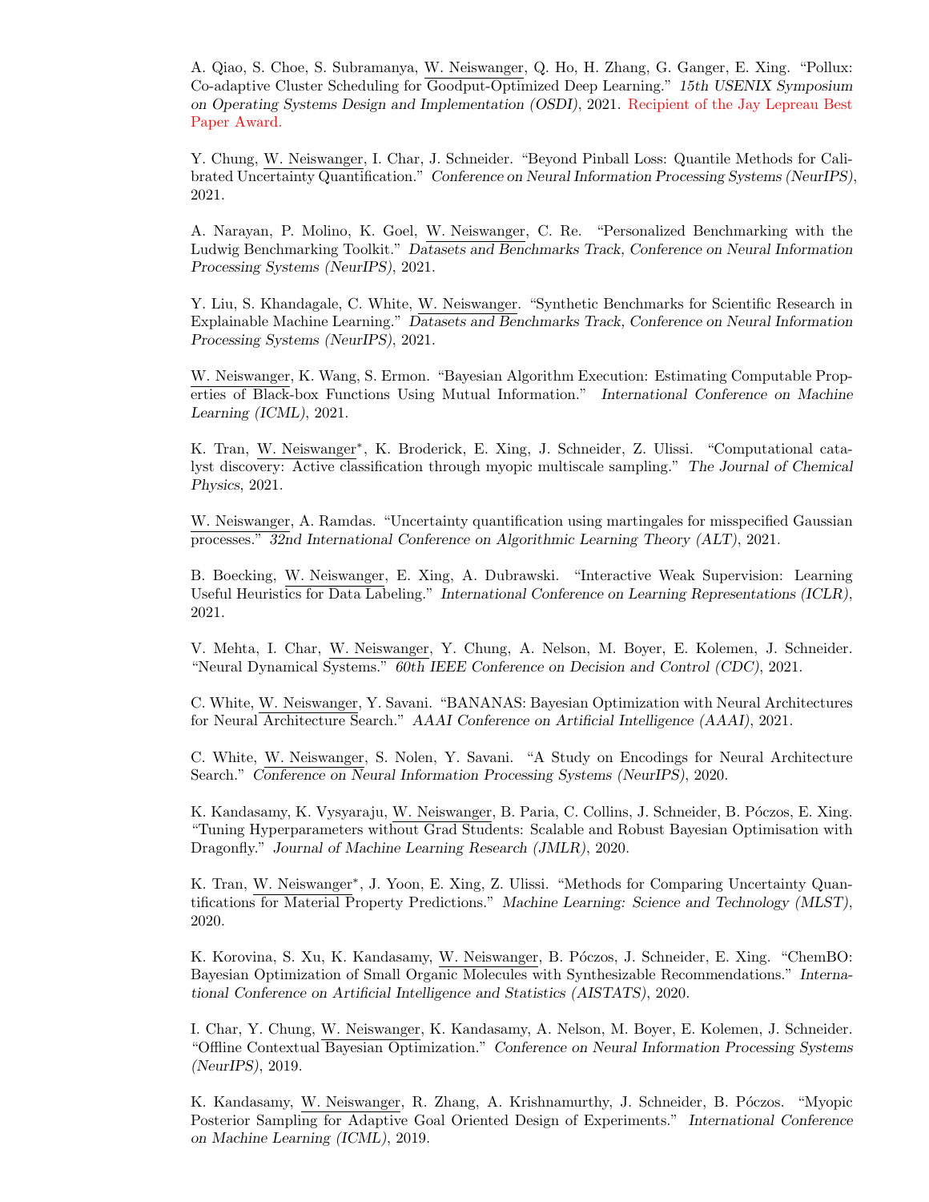A. Qiao, S. Choe, S. Subramanya, W. Neiswanger, Q. Ho, H. Zhang, G. Ganger, E. Xing. "Pollux: Co-adaptive Cluster Scheduling for Goodput-Optimized Deep Learning." *15th USENIX Symposium on Operating Systems Design and Implementation (OSDI)*, 2021. Recipient of the Jay Lepreau Best Paper Award.

Y. Chung, W. Neiswanger, I. Char, J. Schneider. "Beyond Pinball Loss: Quantile Methods for Calibrated Uncertainty Quantification." *Conference on Neural Information Processing Systems (NeurIPS)*, 2021.

A. Narayan, P. Molino, K. Goel, W. Neiswanger, C. Re. "Personalized Benchmarking with the Ludwig Benchmarking Toolkit." *Datasets and Benchmarks Track, Conference on Neural Information Processing Systems (NeurIPS)*, 2021.

Y. Liu, S. Khandagale, C. White, W. Neiswanger. "Synthetic Benchmarks for Scientific Research in Explainable Machine Learning." *Datasets and Benchmarks Track, Conference on Neural Information Processing Systems (NeurIPS)*, 2021.

W. Neiswanger, K. Wang, S. Ermon. "Bayesian Algorithm Execution: Estimating Computable Properties of Black-box Functions Using Mutual Information." *International Conference on Machine Learning (ICML)*, 2021.

K. Tran, W. Neiswanger*, K. Broderick, E. Xing, J. Schneider, Z. Ulissi. "Computational catalyst discovery: Active classification through myopic multiscale sampling." *The Journal of Chemical Physics*, 2021.

W. Neiswanger, A. Ramdas. "Uncertainty quantification using martingales for misspecified Gaussian processes." *32nd International Conference on Algorithmic Learning Theory (ALT)*, 2021.

B. Boecking, W. Neiswanger, E. Xing, A. Dubrawski. "Interactive Weak Supervision: Learning Useful Heuristics for Data Labeling." *International Conference on Learning Representations (ICLR)*, 2021.

V. Mehta, I. Char, W. Neiswanger, Y. Chung, A. Nelson, M. Boyer, E. Kolemen, J. Schneider. "Neural Dynamical Systems." *60th IEEE Conference on Decision and Control (CDC)*, 2021.

C. White, W. Neiswanger, Y. Savani. "BANANAS: Bayesian Optimization with Neural Architectures for Neural Architecture Search." *AAAI Conference on Artificial Intelligence (AAAI)*, 2021.

C. White, W. Neiswanger, S. Nolen, Y. Savani. "A Study on Encodings for Neural Architecture Search." *Conference on Neural Information Processing Systems (NeurIPS)*, 2020.

K. Kandasamy, K. Vysyaraju, W. Neiswanger, B. Paria, C. Collins, J. Schneider, B. Póczos, E. Xing. "Tuning Hyperparameters without Grad Students: Scalable and Robust Bayesian Optimisation with Dragonfly." *Journal of Machine Learning Research (JMLR)*, 2020.

K. Tran, W. Neiswanger*, J. Yoon, E. Xing, Z. Ulissi. "Methods for Comparing Uncertainty Quantifications for Material Property Predictions." *Machine Learning: Science and Technology (MLST)*, 2020.

K. Korovina, S. Xu, K. Kandasamy, W. Neiswanger, B. Póczos, J. Schneider, E. Xing. "ChemBO: Bayesian Optimization of Small Organic Molecules with Synthesizable Recommendations." *International Conference on Artificial Intelligence and Statistics (AISTATS)*, 2020.

I. Char, Y. Chung, W. Neiswanger, K. Kandasamy, A. Nelson, M. Boyer, E. Kolemen, J. Schneider. "Offline Contextual Bayesian Optimization." *Conference on Neural Information Processing Systems (NeurIPS)*, 2019.

K. Kandasamy, W. Neiswanger, R. Zhang, A. Krishnamurthy, J. Schneider, B. Póczos. "Myopic Posterior Sampling for Adaptive Goal Oriented Design of Experiments." *International Conference on Machine Learning (ICML)*, 2019.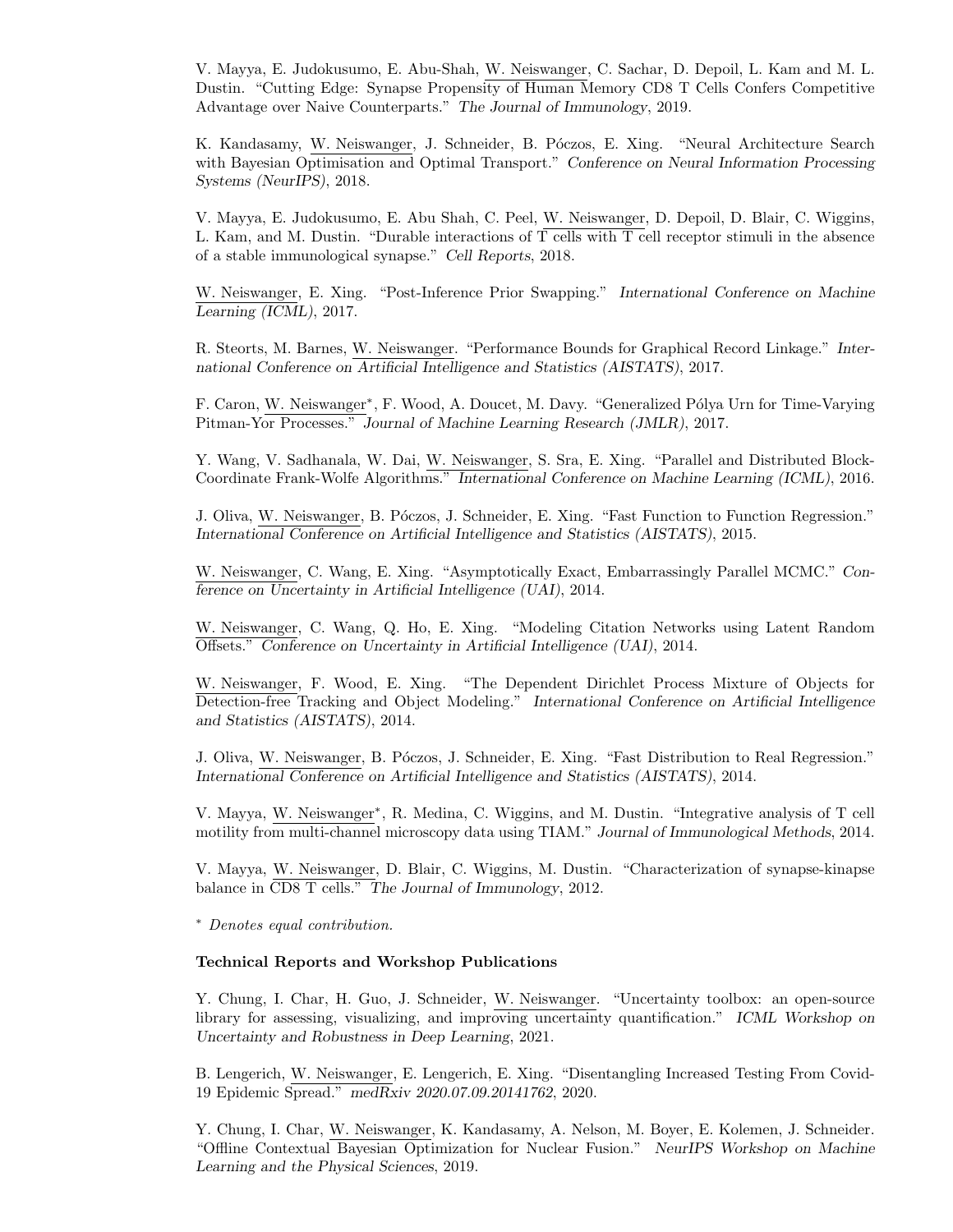V. Mayya, E. Judokusumo, E. Abu-Shah, W. Neiswanger, C. Sachar, D. Depoil, L. Kam and M. L. Dustin. "Cutting Edge: Synapse Propensity of Human Memory CD8 T Cells Confers Competitive Advantage over Naive Counterparts." *The Journal of Immunology*, 2019.

K. Kandasamy, W. Neiswanger, J. Schneider, B. Póczos, E. Xing. "Neural Architecture Search with Bayesian Optimisation and Optimal Transport." *Conference on Neural Information Processing Systems (NeurIPS)*, 2018.

V. Mayya, E. Judokusumo, E. Abu Shah, C. Peel, W. Neiswanger, D. Depoil, D. Blair, C. Wiggins, L. Kam, and M. Dustin. "Durable interactions of T cells with T cell receptor stimuli in the absence of a stable immunological synapse." *Cell Reports*, 2018.

W. Neiswanger, E. Xing. "Post-Inference Prior Swapping." *International Conference on Machine Learning (ICML)*, 2017.

R. Steorts, M. Barnes, W. Neiswanger. "Performance Bounds for Graphical Record Linkage." *International Conference on Artificial Intelligence and Statistics (AISTATS)*, 2017.

F. Caron, W. Neiswanger*, F. Wood, A. Doucet, M. Davy. "Generalized Pólya Urn for Time-Varying Pitman-Yor Processes." *Journal of Machine Learning Research (JMLR)*, 2017.

Y. Wang, V. Sadhanala, W. Dai, W. Neiswanger, S. Sra, E. Xing. "Parallel and Distributed Block-Coordinate Frank-Wolfe Algorithms." *International Conference on Machine Learning (ICML)*, 2016.

J. Oliva, W. Neiswanger, B. Póczos, J. Schneider, E. Xing. "Fast Function to Function Regression." *International Conference on Artificial Intelligence and Statistics (AISTATS)*, 2015.

W. Neiswanger, C. Wang, E. Xing. "Asymptotically Exact, Embarrassingly Parallel MCMC." *Conference on Uncertainty in Artificial Intelligence (UAI)*, 2014.

W. Neiswanger, C. Wang, Q. Ho, E. Xing. "Modeling Citation Networks using Latent Random Offsets." *Conference on Uncertainty in Artificial Intelligence (UAI)*, 2014.

W. Neiswanger, F. Wood, E. Xing. "The Dependent Dirichlet Process Mixture of Objects for Detection-free Tracking and Object Modeling." *International Conference on Artificial Intelligence and Statistics (AISTATS)*, 2014.

J. Oliva, W. Neiswanger, B. Póczos, J. Schneider, E. Xing. "Fast Distribution to Real Regression." *International Conference on Artificial Intelligence and Statistics (AISTATS)*, 2014.

V. Mayya, W. Neiswanger*, R. Medina, C. Wiggins, and M. Dustin. "Integrative analysis of T cell motility from multi-channel microscopy data using TIAM." *Journal of Immunological Methods*, 2014.

V. Mayya, W. Neiswanger, D. Blair, C. Wiggins, M. Dustin. "Characterization of synapse-kinapse balance in CD8 T cells." *The Journal of Immunology*, 2012.

* *Denotes equal contribution.*

**Technical Reports and Workshop Publications**

Y. Chung, I. Char, H. Guo, J. Schneider, W. Neiswanger. "Uncertainty toolbox: an open-source library for assessing, visualizing, and improving uncertainty quantification." *ICML Workshop on Uncertainty and Robustness in Deep Learning*, 2021.

B. Lengerich, W. Neiswanger, E. Lengerich, E. Xing. "Disentangling Increased Testing From Covid-19 Epidemic Spread." *medRxiv 2020.07.09.20141762*, 2020.

Y. Chung, I. Char, W. Neiswanger, K. Kandasamy, A. Nelson, M. Boyer, E. Kolemen, J. Schneider. "Offline Contextual Bayesian Optimization for Nuclear Fusion." *NeurIPS Workshop on Machine Learning and the Physical Sciences*, 2019.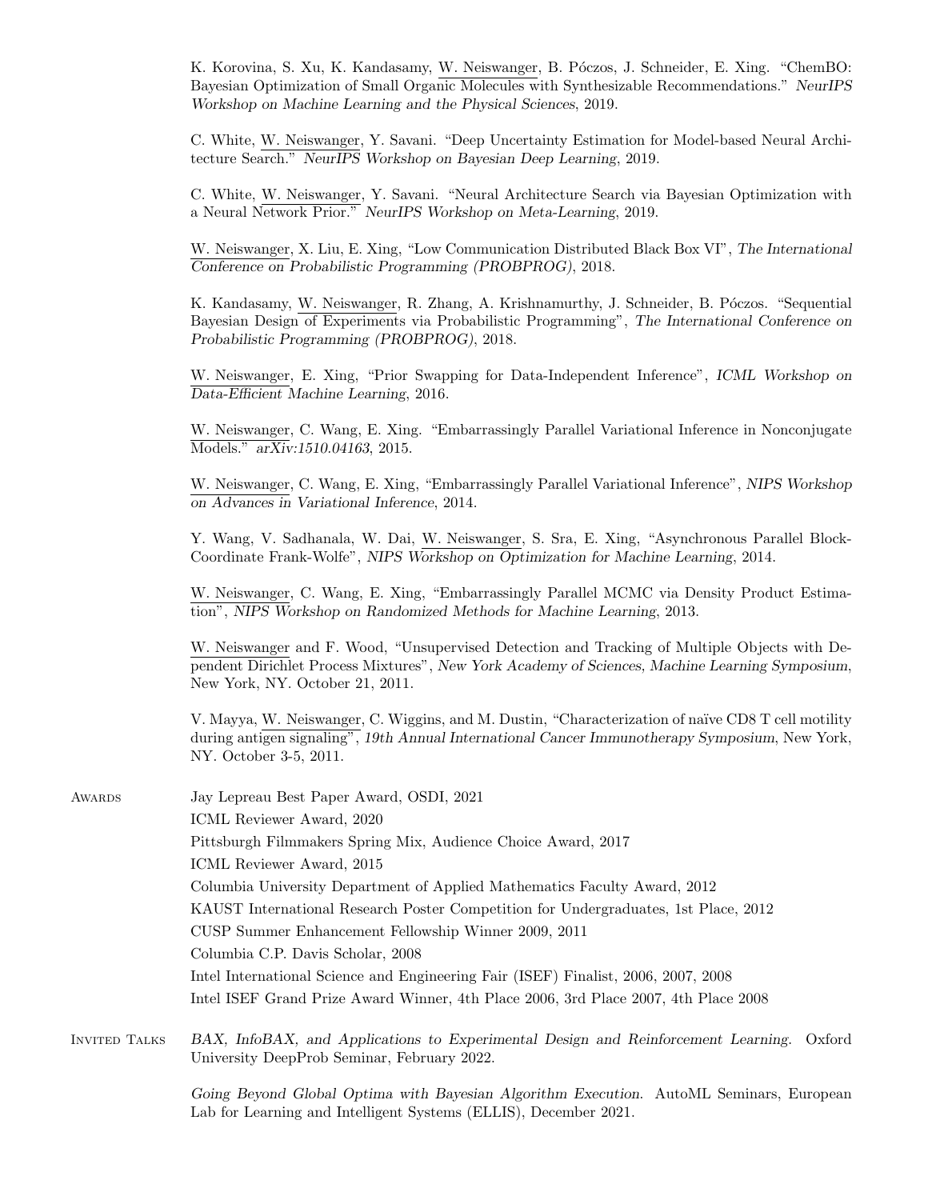K. Korovina, S. Xu, K. Kandasamy, W. Neiswanger, B. Póczos, J. Schneider, E. Xing. "ChemBO: Bayesian Optimization of Small Organic Molecules with Synthesizable Recommendations." *NeurIPS Workshop on Machine Learning and the Physical Sciences*, 2019.

C. White, W. Neiswanger, Y. Savani. "Deep Uncertainty Estimation for Model-based Neural Architecture Search." *NeurIPS Workshop on Bayesian Deep Learning*, 2019.

C. White, W. Neiswanger, Y. Savani. "Neural Architecture Search via Bayesian Optimization with a Neural Network Prior." *NeurIPS Workshop on Meta-Learning*, 2019.

W. Neiswanger, X. Liu, E. Xing, "Low Communication Distributed Black Box VI", *The International Conference on Probabilistic Programming (PROBPROG)*, 2018.

K. Kandasamy, W. Neiswanger, R. Zhang, A. Krishnamurthy, J. Schneider, B. Póczos. "Sequential Bayesian Design of Experiments via Probabilistic Programming", *The International Conference on Probabilistic Programming (PROBPROG)*, 2018.

W. Neiswanger, E. Xing, "Prior Swapping for Data-Independent Inference", *ICML Workshop on Data-Efficient Machine Learning*, 2016.

W. Neiswanger, C. Wang, E. Xing. "Embarrassingly Parallel Variational Inference in Nonconjugate Models." *arXiv:1510.04163*, 2015.

W. Neiswanger, C. Wang, E. Xing, "Embarrassingly Parallel Variational Inference", *NIPS Workshop on Advances in Variational Inference*, 2014.

Y. Wang, V. Sadhanala, W. Dai, W. Neiswanger, S. Sra, E. Xing, "Asynchronous Parallel Block-Coordinate Frank-Wolfe", *NIPS Workshop on Optimization for Machine Learning*, 2014.

W. Neiswanger, C. Wang, E. Xing, "Embarrassingly Parallel MCMC via Density Product Estimation", *NIPS Workshop on Randomized Methods for Machine Learning*, 2013.

W. Neiswanger and F. Wood, "Unsupervised Detection and Tracking of Multiple Objects with Dependent Dirichlet Process Mixtures", *New York Academy of Sciences, Machine Learning Symposium*, New York, NY. October 21, 2011.

V. Mayya, W. Neiswanger, C. Wiggins, and M. Dustin, "Characterization of naïve CD8 T cell motility during antigen signaling", *19th Annual International Cancer Immunotherapy Symposium*, New York, NY. October 3-5, 2011.

## Awards

- Jay Lepreau Best Paper Award, OSDI, 2021
- ICML Reviewer Award, 2020
- Pittsburgh Filmmakers Spring Mix, Audience Choice Award, 2017
- ICML Reviewer Award, 2015
- Columbia University Department of Applied Mathematics Faculty Award, 2012
- KAUST International Research Poster Competition for Undergraduates, 1st Place, 2012
- CUSP Summer Enhancement Fellowship Winner 2009, 2011
- Columbia C.P. Davis Scholar, 2008
- Intel International Science and Engineering Fair (ISEF) Finalist, 2006, 2007, 2008
- Intel ISEF Grand Prize Award Winner, 4th Place 2006, 3rd Place 2007, 4th Place 2008

## Invited Talks

*BAX, InfoBAX, and Applications to Experimental Design and Reinforcement Learning.* Oxford University DeepProb Seminar, February 2022.

*Going Beyond Global Optima with Bayesian Algorithm Execution.* AutoML Seminars, European Lab for Learning and Intelligent Systems (ELLIS), December 2021.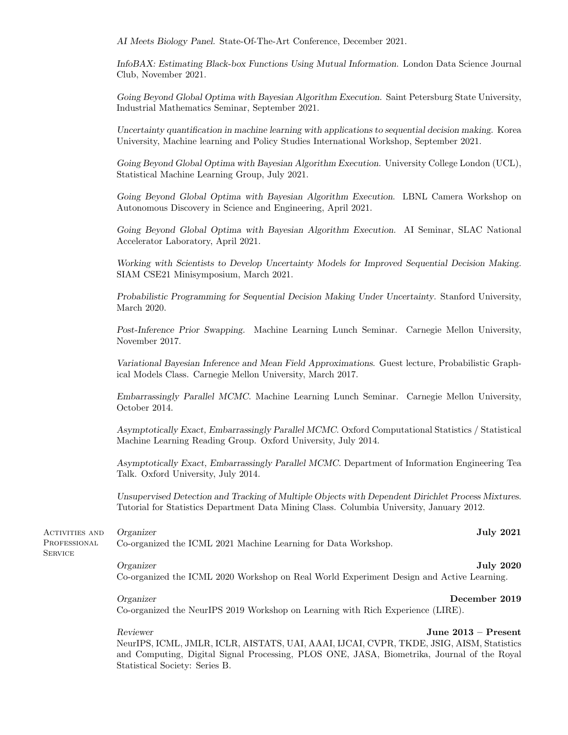*AI Meets Biology Panel*. State-Of-The-Art Conference, December 2021.

*InfoBAX: Estimating Black-box Functions Using Mutual Information*. London Data Science Journal Club, November 2021.

*Going Beyond Global Optima with Bayesian Algorithm Execution*. Saint Petersburg State University, Industrial Mathematics Seminar, September 2021.

*Uncertainty quantification in machine learning with applications to sequential decision making*. Korea University, Machine learning and Policy Studies International Workshop, September 2021.

*Going Beyond Global Optima with Bayesian Algorithm Execution*. University College London (UCL), Statistical Machine Learning Group, July 2021.

*Going Beyond Global Optima with Bayesian Algorithm Execution*. LBNL Camera Workshop on Autonomous Discovery in Science and Engineering, April 2021.

*Going Beyond Global Optima with Bayesian Algorithm Execution*. AI Seminar, SLAC National Accelerator Laboratory, April 2021.

*Working with Scientists to Develop Uncertainty Models for Improved Sequential Decision Making*. SIAM CSE21 Minisymposium, March 2021.

*Probabilistic Programming for Sequential Decision Making Under Uncertainty*. Stanford University, March 2020.

*Post-Inference Prior Swapping*. Machine Learning Lunch Seminar. Carnegie Mellon University, November 2017.

*Variational Bayesian Inference and Mean Field Approximations*. Guest lecture, Probabilistic Graphical Models Class. Carnegie Mellon University, March 2017.

*Embarrassingly Parallel MCMC*. Machine Learning Lunch Seminar. Carnegie Mellon University, October 2014.

*Asymptotically Exact, Embarrassingly Parallel MCMC*. Oxford Computational Statistics / Statistical Machine Learning Reading Group. Oxford University, July 2014.

*Asymptotically Exact, Embarrassingly Parallel MCMC*. Department of Information Engineering Tea Talk. Oxford University, July 2014.

*Unsupervised Detection and Tracking of Multiple Objects with Dependent Dirichlet Process Mixtures*. Tutorial for Statistics Department Data Mining Class. Columbia University, January 2012.

## Activities and Professional Service

*Organizer* — **July 2021**
Co-organized the ICML 2021 Machine Learning for Data Workshop.

*Organizer* — **July 2020**
Co-organized the ICML 2020 Workshop on Real World Experiment Design and Active Learning.

*Organizer* — **December 2019**
Co-organized the NeurIPS 2019 Workshop on Learning with Rich Experience (LIRE).

*Reviewer* — **June 2013 – Present**
NeurIPS, ICML, JMLR, ICLR, AISTATS, UAI, AAAI, IJCAI, CVPR, TKDE, JSIG, AISM, Statistics and Computing, Digital Signal Processing, PLOS ONE, JASA, Biometrika, Journal of the Royal Statistical Society: Series B.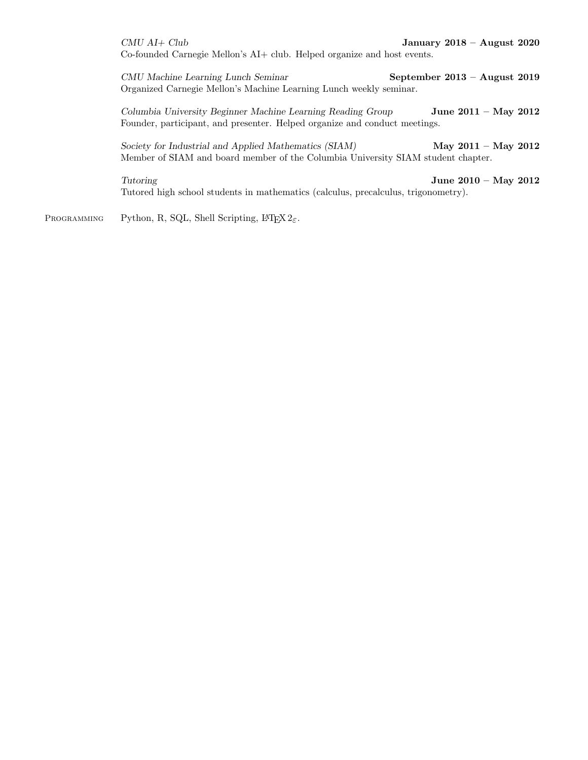*CMU AI+ Club* **January 2018 – August 2020**
Co-founded Carnegie Mellon's AI+ club. Helped organize and host events.

*CMU Machine Learning Lunch Seminar* **September 2013 – August 2019**
Organized Carnegie Mellon's Machine Learning Lunch weekly seminar.

*Columbia University Beginner Machine Learning Reading Group* **June 2011 – May 2012**
Founder, participant, and presenter. Helped organize and conduct meetings.

*Society for Industrial and Applied Mathematics (SIAM)* **May 2011 – May 2012**
Member of SIAM and board member of the Columbia University SIAM student chapter.

*Tutoring* **June 2010 – May 2012**
Tutored high school students in mathematics (calculus, precalculus, trigonometry).

Programming

Python, R, SQL, Shell Scripting, $\LaTeX\,2_\varepsilon$.